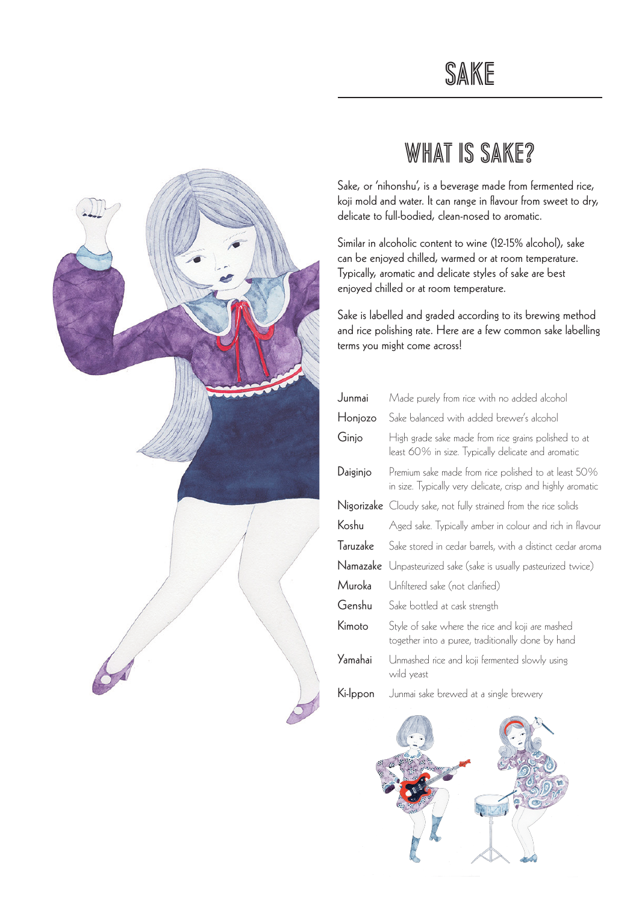# SAKE

## WHAT IS SAKE?

Sake, or 'nihonshu', is a beverage made from fermented rice, koji mold and water. It can range in flavour from sweet to dry, delicate to full-bodied, clean-nosed to aromatic.

Similar in alcoholic content to wine (12-15% alcohol), sake can be enjoyed chilled, warmed or at room temperature. Typically, aromatic and delicate styles of sake are best enjoyed chilled or at room temperature.

Sake is labelled and graded according to its brewing method and rice polishing rate. Here are a few common sake labelling terms you might come across!

| | |
|---|---|
| Junmai | Made purely from rice with no added alcohol |
| Honjozo | Sake balanced with added brewer's alcohol |
| Ginjo | High grade sake made from rice grains polished to at least 60% in size. Typically delicate and aromatic |
| Daiginjo | Premium sake made from rice polished to at least 50% in size. Typically very delicate, crisp and highly aromatic |
| Nigorizake | Cloudy sake, not fully strained from the rice solids |
| Koshu | Aged sake. Typically amber in colour and rich in flavour |
| Taruzake | Sake stored in cedar barrels, with a distinct cedar aroma |
| Namazake | Unpasteurized sake (sake is usually pasteurized twice) |
| Muroka | Unfiltered sake (not clarified) |
| Genshu | Sake bottled at cask strength |
| Kimoto | Style of sake where the rice and koji are mashed together into a puree, traditionally done by hand |
| Yamahai | Unmashed rice and koji fermented slowly using wild yeast |
| Ki-Ippon | Junmai sake brewed at a single brewery |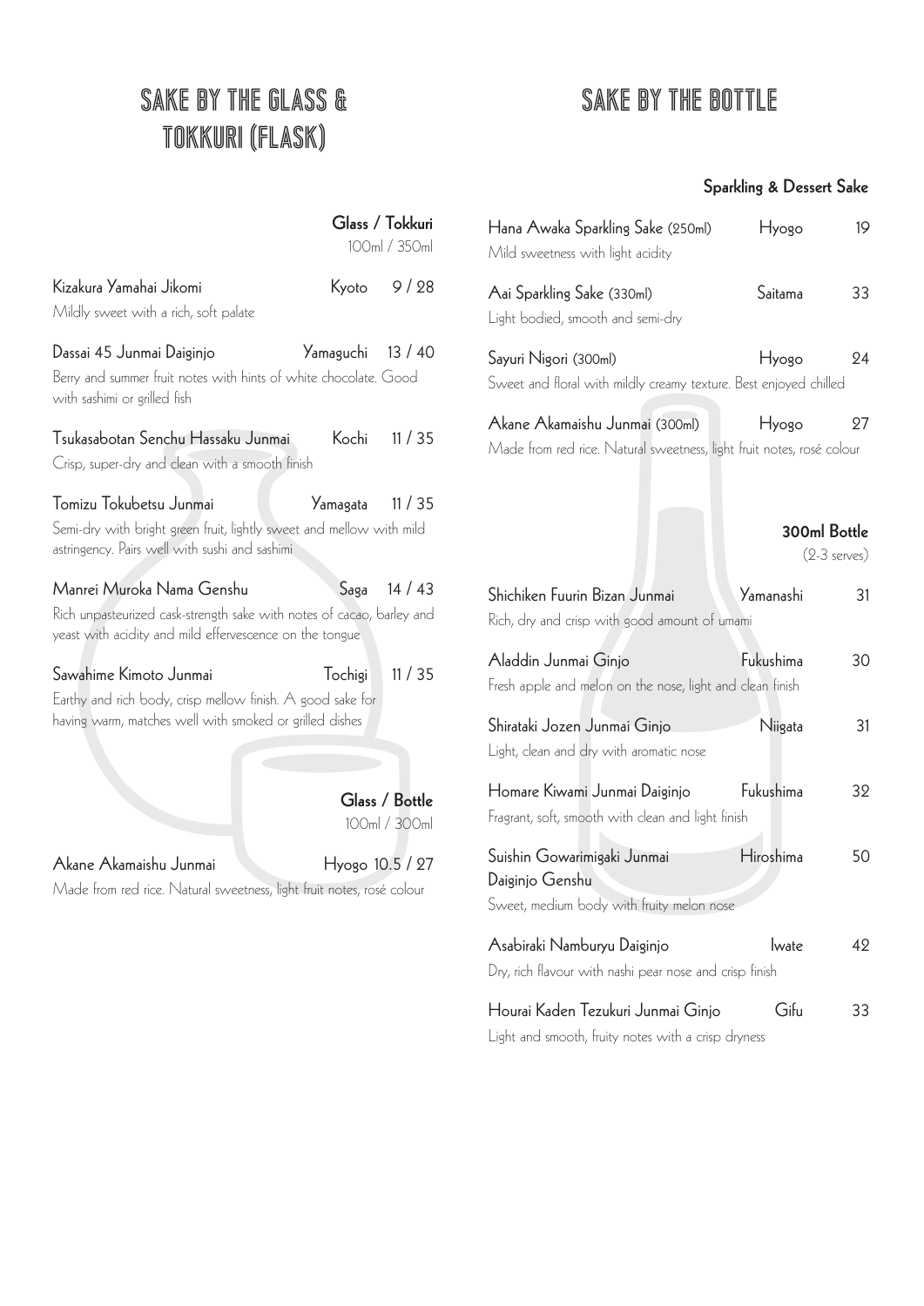## SAKE BY THE GLASS & TOKKURI (FLASK)

**Glass / Tokkuri**
100ml / 350ml

Kizakura Yamahai Jikomi — Kyoto — 9 / 28
Mildly sweet with a rich, soft palate

Dassai 45 Junmai Daiginjo — Yamaguchi — 13 / 40
Berry and summer fruit notes with hints of white chocolate. Good with sashimi or grilled fish

Tsukasabotan Senchu Hassaku Junmai — Kochi — 11 / 35
Crisp, super-dry and clean with a smooth finish

Tomizu Tokubetsu Junmai — Yamagata — 11 / 35
Semi-dry with bright green fruit, lightly sweet and mellow with mild astringency. Pairs well with sushi and sashimi

Manrei Muroka Nama Genshu — Saga — 14 / 43
Rich unpasteurized cask-strength sake with notes of cacao, barley and yeast with acidity and mild effervescence on the tongue

Sawahime Kimoto Junmai — Tochigi — 11 / 35
Earthy and rich body, crisp mellow finish. A good sake for having warm, matches well with smoked or grilled dishes

**Glass / Bottle**
100ml / 300ml

Akane Akamaishu Junmai — Hyogo — 10.5 / 27
Made from red rice. Natural sweetness, light fruit notes, rosé colour

## SAKE BY THE BOTTLE

**Sparkling & Dessert Sake**

Hana Awaka Sparkling Sake (250ml) — Hyogo — 19
Mild sweetness with light acidity

Aai Sparkling Sake (330ml) — Saitama — 33
Light bodied, smooth and semi-dry

Sayuri Nigori (300ml) — Hyogo — 24
Sweet and floral with mildly creamy texture. Best enjoyed chilled

Akane Akamaishu Junmai (300ml) — Hyogo — 27
Made from red rice. Natural sweetness, light fruit notes, rosé colour

**300ml Bottle**
(2-3 serves)

Shichiken Fuurin Bizan Junmai — Yamanashi — 31
Rich, dry and crisp with good amount of umami

Aladdin Junmai Ginjo — Fukushima — 30
Fresh apple and melon on the nose, light and clean finish

Shirataki Jozen Junmai Ginjo — Niigata — 31
Light, clean and dry with aromatic nose

Homare Kiwami Junmai Daiginjo — Fukushima — 32
Fragrant, soft, smooth with clean and light finish

Suishin Gowarimigaki Junmai Daiginjo Genshu — Hiroshima — 50
Sweet, medium body with fruity melon nose

Asabiraki Namburyu Daiginjo — Iwate — 42
Dry, rich flavour with nashi pear nose and crisp finish

Hourai Kaden Tezukuri Junmai Ginjo — Gifu — 33
Light and smooth, fruity notes with a crisp dryness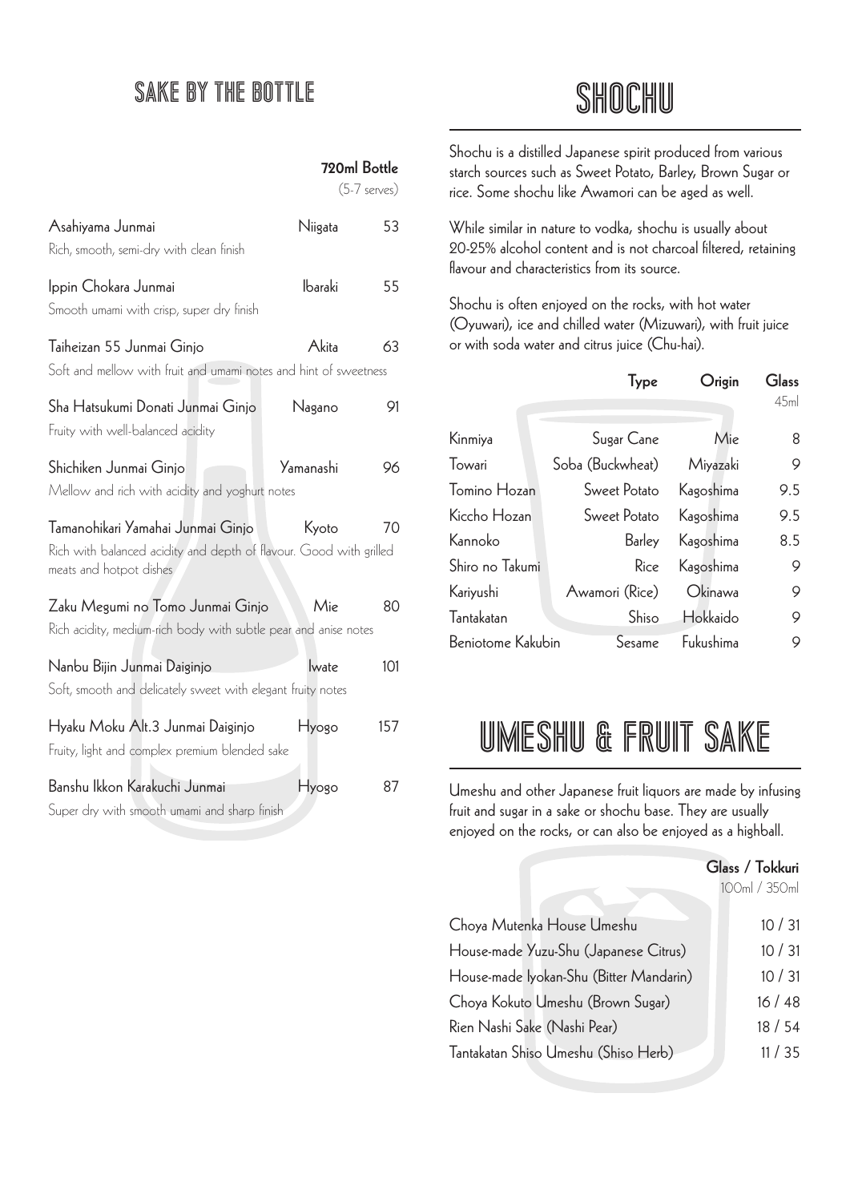## SAKE BY THE BOTTLE

| | | 720ml Bottle (5-7 serves) |
|---|---|---|
| Asahiyama Junmai<br>Rich, smooth, semi-dry with clean finish | Niigata | 53 |
| Ippin Chokara Junmai<br>Smooth umami with crisp, super dry finish | Ibaraki | 55 |
| Taiheizan 55 Junmai Ginjo<br>Soft and mellow with fruit and umami notes and hint of sweetness | Akita | 63 |
| Sha Hatsukumi Donati Junmai Ginjo<br>Fruity with well-balanced acidity | Nagano | 91 |
| Shichiken Junmai Ginjo<br>Mellow and rich with acidity and yoghurt notes | Yamanashi | 96 |
| Tamanohikari Yamahai Junmai Ginjo<br>Rich with balanced acidity and depth of flavour. Good with grilled meats and hotpot dishes | Kyoto | 70 |
| Zaku Megumi no Tomo Junmai Ginjo<br>Rich acidity, medium-rich body with subtle pear and anise notes | Mie | 80 |
| Nanbu Bijin Junmai Daiginjo<br>Soft, smooth and delicately sweet with elegant fruity notes | Iwate | 101 |
| Hyaku Moku Alt.3 Junmai Daiginjo<br>Fruity, light and complex premium blended sake | Hyogo | 157 |
| Banshu Ikkon Karakuchi Junmai<br>Super dry with smooth umami and sharp finish | Hyogo | 87 |

# SHOCHU

Shochu is a distilled Japanese spirit produced from various starch sources such as Sweet Potato, Barley, Brown Sugar or rice. Some shochu like Awamori can be aged as well.

While similar in nature to vodka, shochu is usually about 20-25% alcohol content and is not charcoal filtered, retaining flavour and characteristics from its source.

Shochu is often enjoyed on the rocks, with hot water (Oyuwari), ice and chilled water (Mizuwari), with fruit juice or with soda water and citrus juice (Chu-hai).

| | Type | Origin | Glass 45ml |
|---|---|---|---|
| Kinmiya | Sugar Cane | Mie | 8 |
| Towari | Soba (Buckwheat) | Miyazaki | 9 |
| Tomino Hozan | Sweet Potato | Kagoshima | 9.5 |
| Kiccho Hozan | Sweet Potato | Kagoshima | 9.5 |
| Kannoko | Barley | Kagoshima | 8.5 |
| Shiro no Takumi | Rice | Kagoshima | 9 |
| Kariyushi | Awamori (Rice) | Okinawa | 9 |
| Tantakatan | Shiso | Hokkaido | 9 |
| Beniotome Kakubin | Sesame | Fukushima | 9 |

# UMESHU & FRUIT SAKE

Umeshu and other Japanese fruit liquors are made by infusing fruit and sugar in a sake or shochu base. They are usually enjoyed on the rocks, or can also be enjoyed as a highball.

| | Glass / Tokkuri 100ml / 350ml |
|---|---|
| Choya Mutenka House Umeshu | 10 / 31 |
| House-made Yuzu-Shu (Japanese Citrus) | 10 / 31 |
| House-made Iyokan-Shu (Bitter Mandarin) | 10 / 31 |
| Choya Kokuto Umeshu (Brown Sugar) | 16 / 48 |
| Rien Nashi Sake (Nashi Pear) | 18 / 54 |
| Tantakatan Shiso Umeshu (Shiso Herb) | 11 / 35 |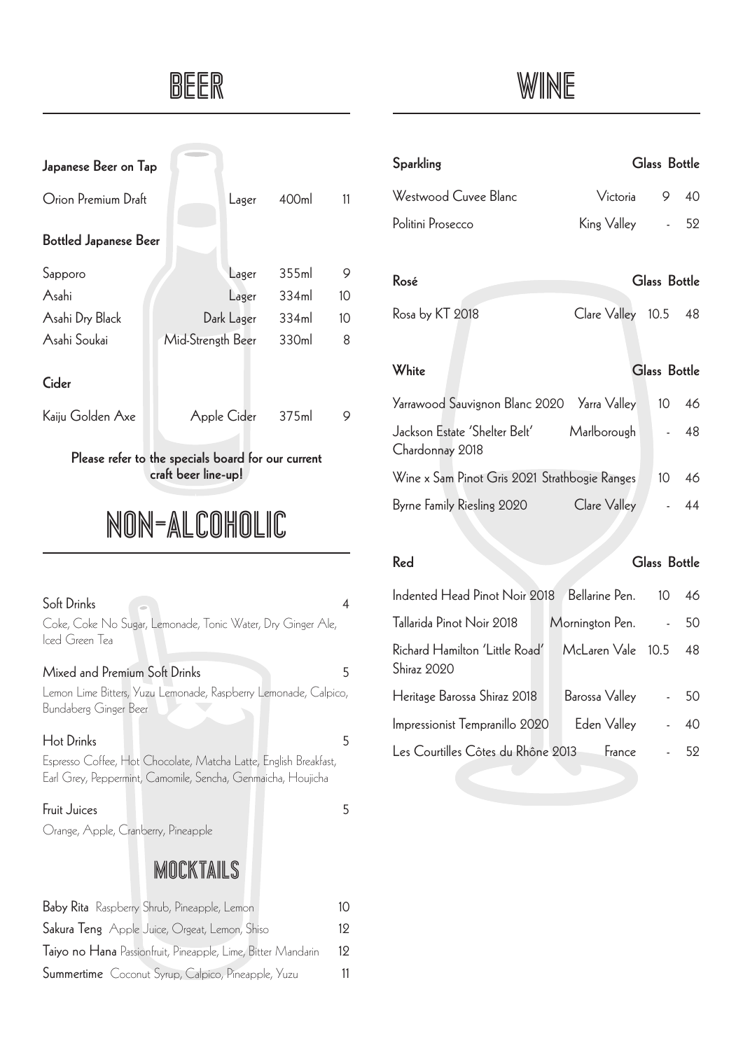# BEER

| Japanese Beer on Tap | | | |
|---|---|---|---|
| Orion Premium Draft | Lager | 400ml | 11 |

| Bottled Japanese Beer | | | |
|---|---|---|---|
| Sapporo | Lager | 355ml | 9 |
| Asahi | Lager | 334ml | 10 |
| Asahi Dry Black | Dark Lager | 334ml | 10 |
| Asahi Soukai | Mid-Strength Beer | 330ml | 8 |

| Cider | | | |
|---|---|---|---|
| Kaiju Golden Axe | Apple Cider | 375ml | 9 |

**Please refer to the specials board for our current craft beer line-up!**

# NON-ALCOHOLIC

**Soft Drinks** 4
Coke, Coke No Sugar, Lemonade, Tonic Water, Dry Ginger Ale, Iced Green Tea

**Mixed and Premium Soft Drinks** 5
Lemon Lime Bitters, Yuzu Lemonade, Raspberry Lemonade, Calpico, Bundaberg Ginger Beer

**Hot Drinks** 5
Espresso Coffee, Hot Chocolate, Matcha Latte, English Breakfast, Earl Grey, Peppermint, Camomile, Sencha, Genmaicha, Houjicha

**Fruit Juices** 5
Orange, Apple, Cranberry, Pineapple

## MOCKTAILS

| | | |
|---|---|---|
| **Baby Rita** | Raspberry Shrub, Pineapple, Lemon | 10 |
| **Sakura Teng** | Apple Juice, Orgeat, Lemon, Shiso | 12 |
| **Taiyo no Hana** | Passionfruit, Pineapple, Lime, Bitter Mandarin | 12 |
| **Summertime** | Coconut Syrup, Calpico, Pineapple, Yuzu | 11 |

# WINE

| Sparkling | | Glass | Bottle |
|---|---|---|---|
| Westwood Cuvee Blanc | Victoria | 9 | 40 |
| Politini Prosecco | King Valley | - | 52 |

| Rosé | | Glass | Bottle |
|---|---|---|---|
| Rosa by KT 2018 | Clare Valley | 10.5 | 48 |

| White | | Glass | Bottle |
|---|---|---|---|
| Yarrawood Sauvignon Blanc 2020 | Yarra Valley | 10 | 46 |
| Jackson Estate 'Shelter Belt' Chardonnay 2018 | Marlborough | - | 48 |
| Wine x Sam Pinot Gris 2021 | Strathbogie Ranges | 10 | 46 |
| Byrne Family Riesling 2020 | Clare Valley | - | 44 |

| Red | | Glass | Bottle |
|---|---|---|---|
| Indented Head Pinot Noir 2018 | Bellarine Pen. | 10 | 46 |
| Tallarida Pinot Noir 2018 | Mornington Pen. | - | 50 |
| Richard Hamilton 'Little Road' Shiraz 2020 | McLaren Vale | 10.5 | 48 |
| Heritage Barossa Shiraz 2018 | Barossa Valley | - | 50 |
| Impressionist Tempranillo 2020 | Eden Valley | - | 40 |
| Les Courtilles Côtes du Rhône 2013 | France | - | 52 |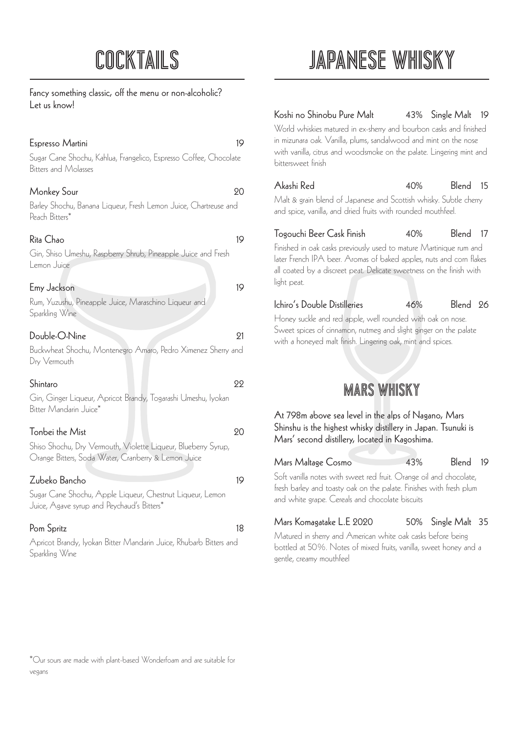# COCKTAILS

Fancy something classic, off the menu or non-alcoholic? Let us know!

**Espresso Martini** 19

Sugar Cane Shochu, Kahlua, Frangelico, Espresso Coffee, Chocolate Bitters and Molasses

**Monkey Sour** 20

Barley Shochu, Banana Liqueur, Fresh Lemon Juice, Chartreuse and Peach Bitters*

**Rita Chao** 19

Gin, Shiso Umeshu, Raspberry Shrub, Pineapple Juice and Fresh Lemon Juice

**Emy Jackson** 19

Rum, Yuzushu, Pineapple Juice, Maraschino Liqueur and Sparkling Wine

**Double-O-Nine** 21

Buckwheat Shochu, Montenegro Amaro, Pedro Ximenez Sherry and Dry Vermouth

**Shintaro** 22

Gin, Ginger Liqueur, Apricot Brandy, Togarashi Umeshu, Iyokan Bitter Mandarin Juice*

**Tonbei the Mist** 20

Shiso Shochu, Dry Vermouth, Violette Liqueur, Blueberry Syrup, Orange Bitters, Soda Water, Cranberry & Lemon Juice

**Zubeko Bancho** 19

Sugar Cane Shochu, Apple Liqueur, Chestnut Liqueur, Lemon Juice, Agave syrup and Peychaud's Bitters*

**Pom Spritz** 18

Apricot Brandy, Iyokan Bitter Mandarin Juice, Rhubarb Bitters and Sparkling Wine

*Our sours are made with plant-based Wonderfoam and are suitable for vegans

# JAPANESE WHISKY

**Koshi no Shinobu Pure Malt** 43% Single Malt 19

World whiskies matured in ex-sherry and bourbon casks and finished in mizunara oak. Vanilla, plums, sandalwood and mint on the nose with vanilla, citrus and woodsmoke on the palate. Lingering mint and bittersweet finish

**Akashi Red** 40% Blend 15

Malt & grain blend of Japanese and Scottish whisky. Subtle cherry and spice, vanilla, and dried fruits with rounded mouthfeel.

**Togouchi Beer Cask Finish** 40% Blend 17

Finished in oak casks previously used to mature Martinique rum and later French IPA beer. Aromas of baked apples, nuts and corn flakes all coated by a discreet peat. Delicate sweetness on the finish with light peat.

**Ichiro's Double Distilleries** 46% Blend 26

Honey suckle and red apple, well rounded with oak on nose. Sweet spices of cinnamon, nutmeg and slight ginger on the palate with a honeyed malt finish. Lingering oak, mint and spices.

## MARS WHISKY

At 798m above sea level in the alps of Nagano, Mars Shinshu is the highest whisky distillery in Japan. Tsunuki is Mars' second distillery, located in Kagoshima.

**Mars Maltage Cosmo** 43% Blend 19

Soft vanilla notes with sweet red fruit. Orange oil and chocolate, fresh barley and toasty oak on the palate. Finishes with fresh plum and white grape. Cereals and chocolate biscuits

**Mars Komagatake L.E 2020** 50% Single Malt 35

Matured in sherry and American white oak casks before being bottled at 50%. Notes of mixed fruits, vanilla, sweet honey and a gentle, creamy mouthfeel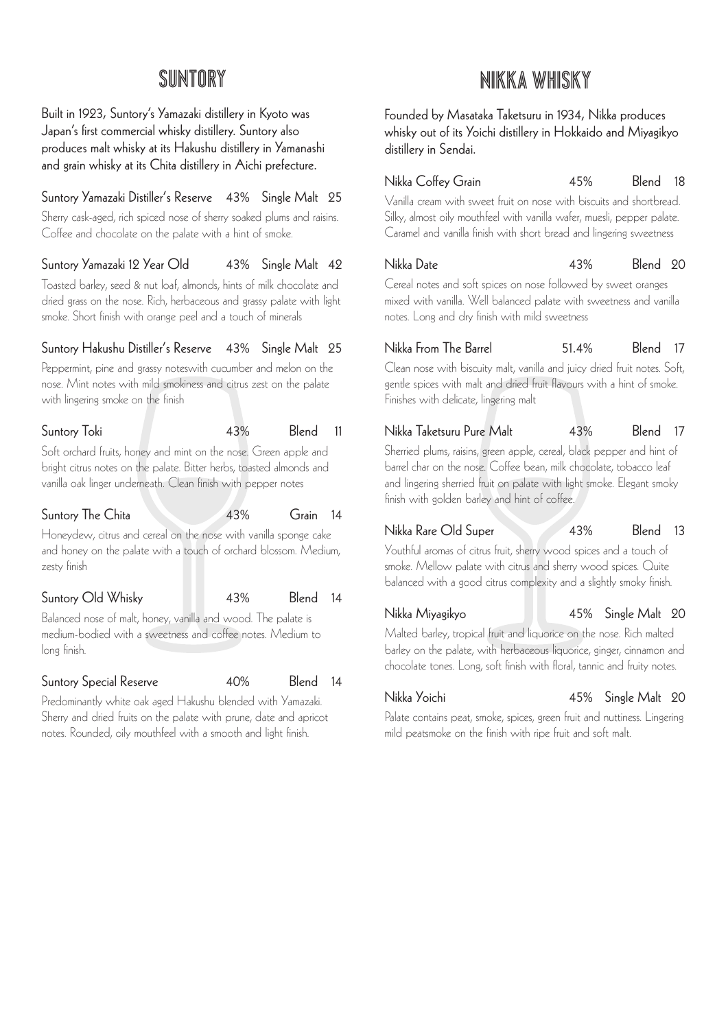## SUNTORY

Built in 1923, Suntory's Yamazaki distillery in Kyoto was Japan's first commercial whisky distillery. Suntory also produces malt whisky at its Hakushu distillery in Yamanashi and grain whisky at its Chita distillery in Aichi prefecture.

**Suntory Yamazaki Distiller's Reserve** 43% Single Malt 25

Sherry cask-aged, rich spiced nose of sherry soaked plums and raisins. Coffee and chocolate on the palate with a hint of smoke.

**Suntory Yamazaki 12 Year Old** 43% Single Malt 42

Toasted barley, seed & nut loaf, almonds, hints of milk chocolate and dried grass on the nose. Rich, herbaceous and grassy palate with light smoke. Short finish with orange peel and a touch of minerals

**Suntory Hakushu Distiller's Reserve** 43% Single Malt 25

Peppermint, pine and grassy noteswith cucumber and melon on the nose. Mint notes with mild smokiness and citrus zest on the palate with lingering smoke on the finish

**Suntory Toki** 43% Blend 11

Soft orchard fruits, honey and mint on the nose. Green apple and bright citrus notes on the palate. Bitter herbs, toasted almonds and vanilla oak linger underneath. Clean finish with pepper notes

**Suntory The Chita** 43% Grain 14

Honeydew, citrus and cereal on the nose with vanilla sponge cake and honey on the palate with a touch of orchard blossom. Medium, zesty finish

**Suntory Old Whisky** 43% Blend 14

Balanced nose of malt, honey, vanilla and wood. The palate is medium-bodied with a sweetness and coffee notes. Medium to long finish.

**Suntory Special Reserve** 40% Blend 14

Predominantly white oak aged Hakushu blended with Yamazaki. Sherry and dried fruits on the palate with prune, date and apricot notes. Rounded, oily mouthfeel with a smooth and light finish.

## NIKKA WHISKY

Founded by Masataka Taketsuru in 1934, Nikka produces whisky out of its Yoichi distillery in Hokkaido and Miyagikyo distillery in Sendai.

**Nikka Coffey Grain** 45% Blend 18

Vanilla cream with sweet fruit on nose with biscuits and shortbread. Silky, almost oily mouthfeel with vanilla wafer, muesli, pepper palate. Caramel and vanilla finish with short bread and lingering sweetness

**Nikka Date** 43% Blend 20

Cereal notes and soft spices on nose followed by sweet oranges mixed with vanilla. Well balanced palate with sweetness and vanilla notes. Long and dry finish with mild sweetness

**Nikka From The Barrel** 51.4% Blend 17

Clean nose with biscuity malt, vanilla and juicy dried fruit notes. Soft, gentle spices with malt and dried fruit flavours with a hint of smoke. Finishes with delicate, lingering malt

**Nikka Taketsuru Pure Malt** 43% Blend 17

Sherried plums, raisins, green apple, cereal, black pepper and hint of barrel char on the nose. Coffee bean, milk chocolate, tobacco leaf and lingering sherried fruit on palate with light smoke. Elegant smoky finish with golden barley and hint of coffee.

**Nikka Rare Old Super** 43% Blend 13

Youthful aromas of citrus fruit, sherry wood spices and a touch of smoke. Mellow palate with citrus and sherry wood spices. Quite balanced with a good citrus complexity and a slightly smoky finish.

**Nikka Miyagikyo** 45% Single Malt 20

Malted barley, tropical fruit and liquorice on the nose. Rich malted barley on the palate, with herbaceous liquorice, ginger, cinnamon and chocolate tones. Long, soft finish with floral, tannic and fruity notes.

**Nikka Yoichi** 45% Single Malt 20

Palate contains peat, smoke, spices, green fruit and nuttiness. Lingering mild peatsmoke on the finish with ripe fruit and soft malt.